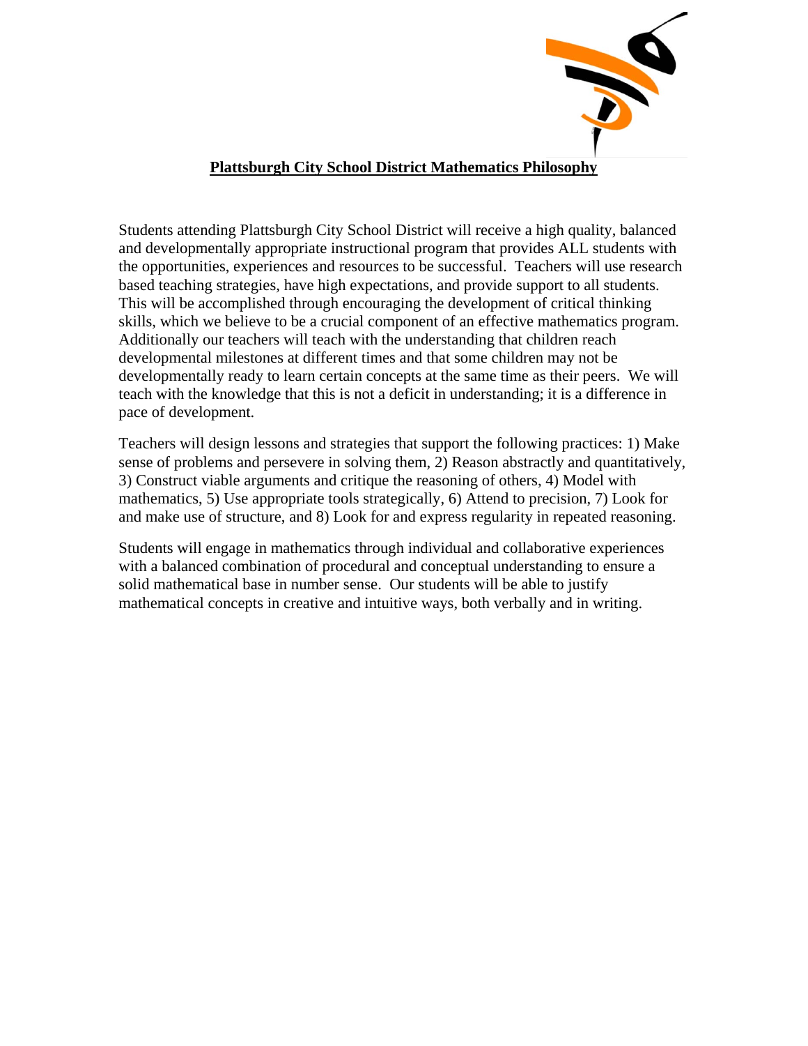# **Plattsburgh City School District Mathematics Philosophy**

Students attending Plattsburgh City School District will receive a high quality, balanced and developmentally appropriate instructional program that provides ALL students with the opportunities, experiences and resources to be successful. Teachers will use research based teaching strategies, have high expectations, and provide support to all students. This will be accomplished through encouraging the development of critical thinking skills, which we believe to be a crucial component of an effective mathematics program. Additionally our teachers will teach with the understanding that children reach developmental milestones at different times and that some children may not be developmentally ready to learn certain concepts at the same time as their peers. We will teach with the knowledge that this is not a deficit in understanding; it is a difference in pace of development.

Teachers will design lessons and strategies that support the following practices: 1) Make sense of problems and persevere in solving them, 2) Reason abstractly and quantitatively, 3) Construct viable arguments and critique the reasoning of others, 4) Model with mathematics, 5) Use appropriate tools strategically, 6) Attend to precision, 7) Look for and make use of structure, and 8) Look for and express regularity in repeated reasoning.

Students will engage in mathematics through individual and collaborative experiences with a balanced combination of procedural and conceptual understanding to ensure a solid mathematical base in number sense. Our students will be able to justify mathematical concepts in creative and intuitive ways, both verbally and in writing.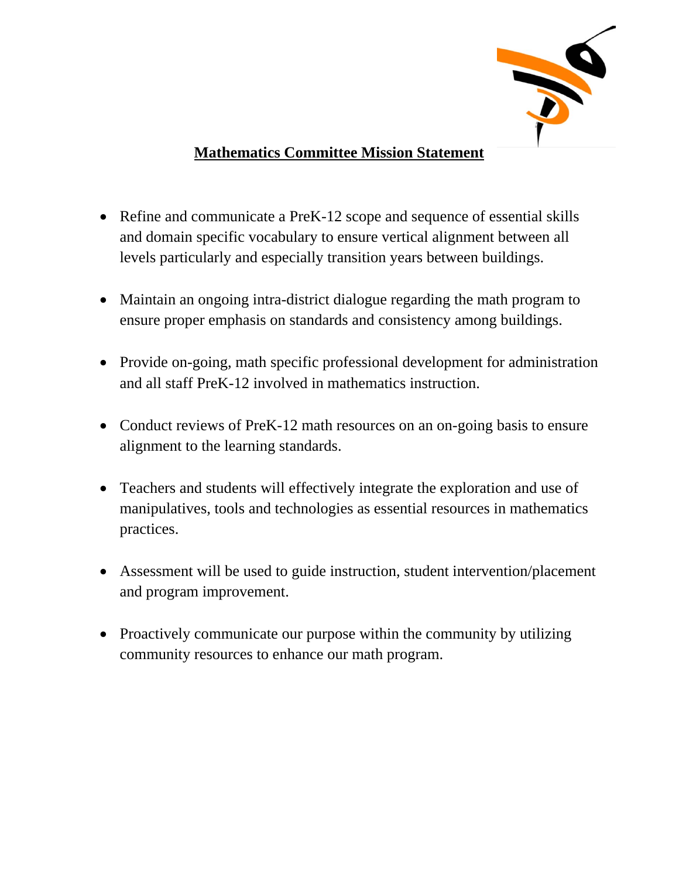# Mathematics Committee Mission Statement

- Refine and communicate a PreK-12 scope and sequence of essential skills and domain specific vocabulary to ensure vertical alignment between all levels particularly and especially transition years between buildings.

- Maintain an ongoing intra-district dialogue regarding the math program to ensure proper emphasis on standards and consistency among buildings.

- Provide on-going, math specific professional development for administration and all staff PreK-12 involved in mathematics instruction.

- Conduct reviews of PreK-12 math resources on an on-going basis to ensure alignment to the learning standards.

- Teachers and students will effectively integrate the exploration and use of manipulatives, tools and technologies as essential resources in mathematics practices.

- Assessment will be used to guide instruction, student intervention/placement and program improvement.

- Proactively communicate our purpose within the community by utilizing community resources to enhance our math program.